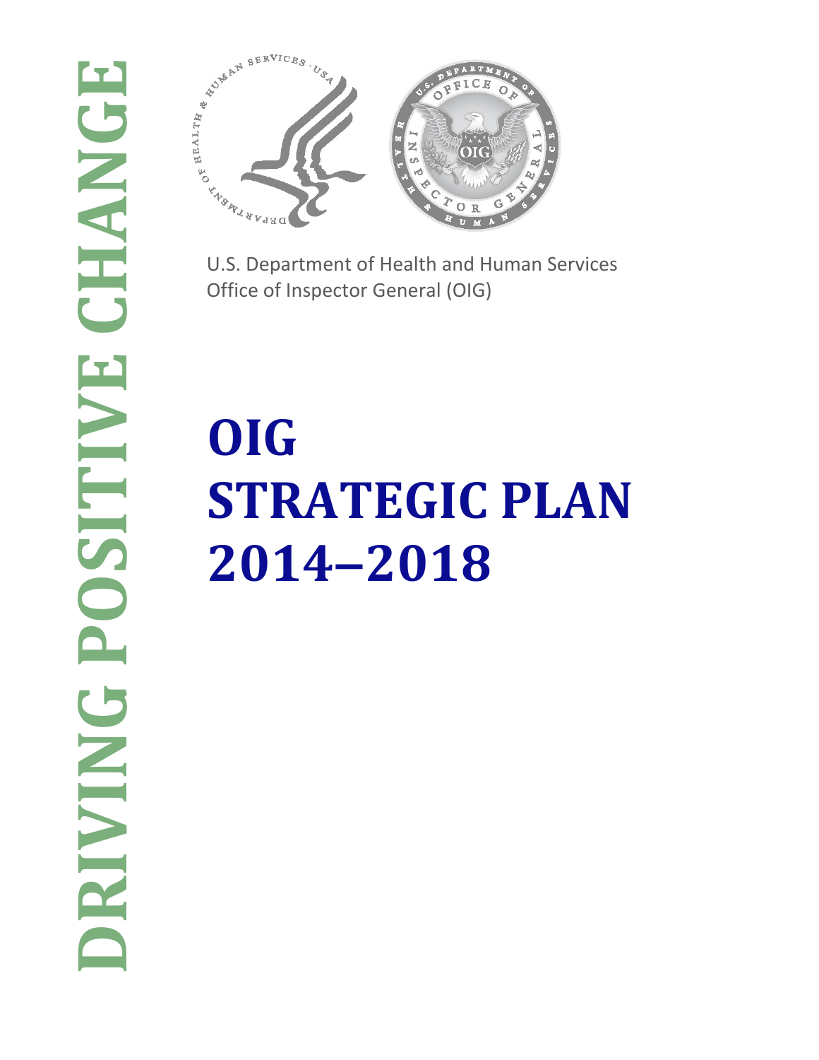DRIVING POSITIVE CHANGE

U.S. Department of Health and Human Services
Office of Inspector General (OIG)

# OIG STRATEGIC PLAN 2014–2018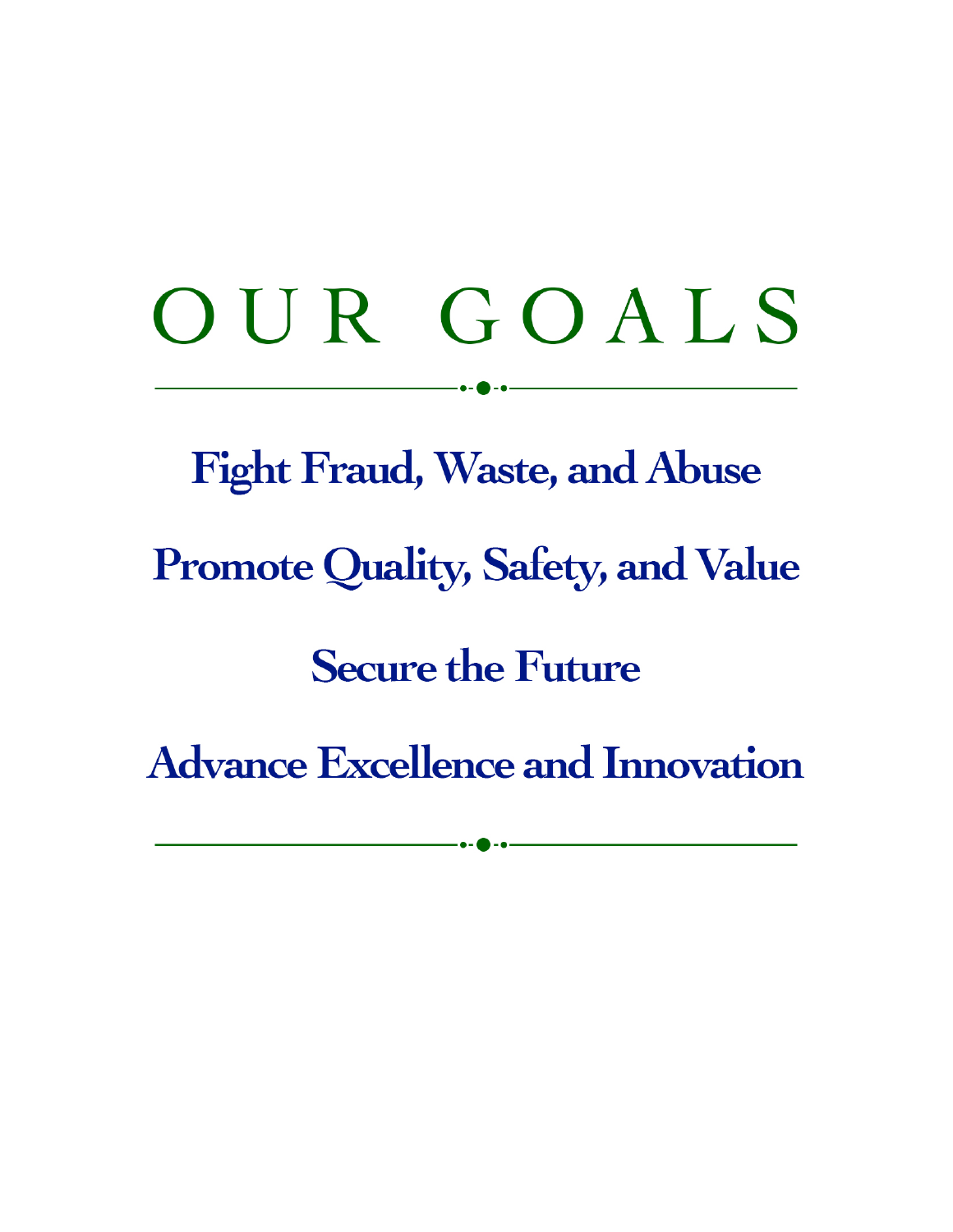# OUR GOALS

---

**Fight Fraud, Waste, and Abuse**

**Promote Quality, Safety, and Value**

**Secure the Future**

**Advance Excellence and Innovation**

---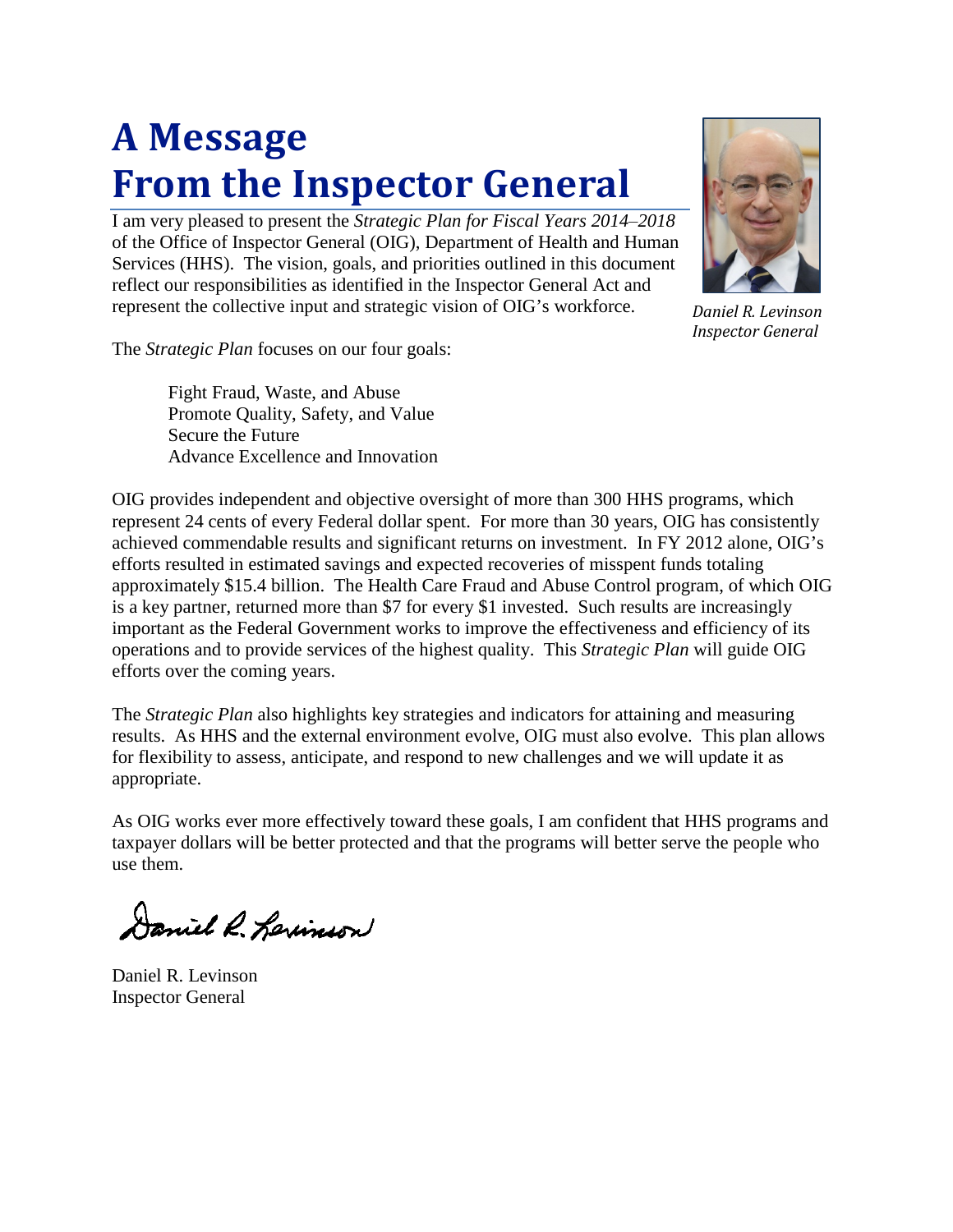# A Message From the Inspector General

I am very pleased to present the *Strategic Plan for Fiscal Years 2014–2018* of the Office of Inspector General (OIG), Department of Health and Human Services (HHS). The vision, goals, and priorities outlined in this document reflect our responsibilities as identified in the Inspector General Act and represent the collective input and strategic vision of OIG's workforce.

*Daniel R. Levinson*
*Inspector General*

The *Strategic Plan* focuses on our four goals:

Fight Fraud, Waste, and Abuse
Promote Quality, Safety, and Value
Secure the Future
Advance Excellence and Innovation

OIG provides independent and objective oversight of more than 300 HHS programs, which represent 24 cents of every Federal dollar spent. For more than 30 years, OIG has consistently achieved commendable results and significant returns on investment. In FY 2012 alone, OIG's efforts resulted in estimated savings and expected recoveries of misspent funds totaling approximately $15.4 billion. The Health Care Fraud and Abuse Control program, of which OIG is a key partner, returned more than $7 for every $1 invested. Such results are increasingly important as the Federal Government works to improve the effectiveness and efficiency of its operations and to provide services of the highest quality. This *Strategic Plan* will guide OIG efforts over the coming years.

The *Strategic Plan* also highlights key strategies and indicators for attaining and measuring results. As HHS and the external environment evolve, OIG must also evolve. This plan allows for flexibility to assess, anticipate, and respond to new challenges and we will update it as appropriate.

As OIG works ever more effectively toward these goals, I am confident that HHS programs and taxpayer dollars will be better protected and that the programs will better serve the people who use them.

Daniel R. Levinson
Inspector General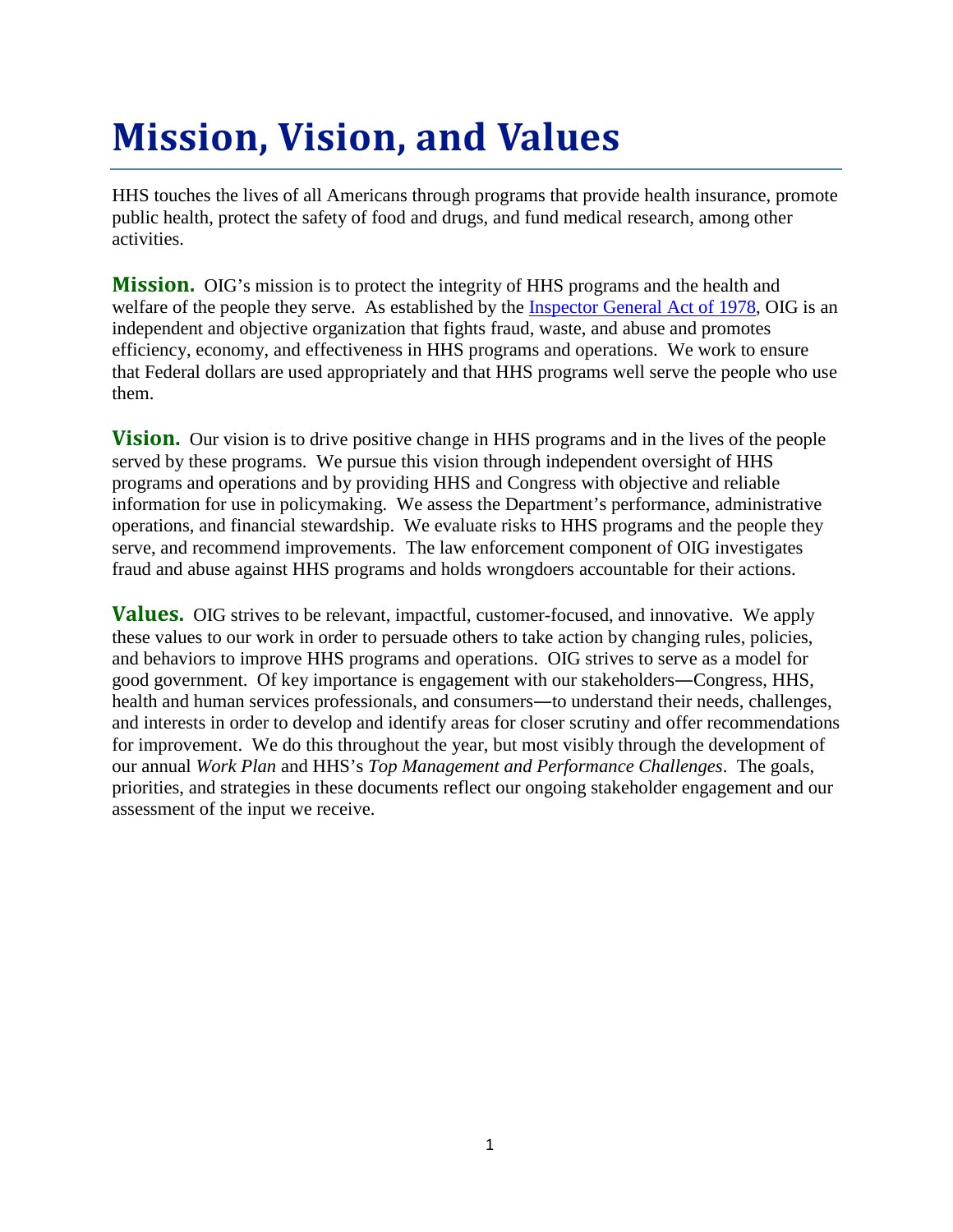# Mission, Vision, and Values

HHS touches the lives of all Americans through programs that provide health insurance, promote public health, protect the safety of food and drugs, and fund medical research, among other activities.

**Mission.** OIG's mission is to protect the integrity of HHS programs and the health and welfare of the people they serve. As established by the [Inspector General Act of 1978](), OIG is an independent and objective organization that fights fraud, waste, and abuse and promotes efficiency, economy, and effectiveness in HHS programs and operations. We work to ensure that Federal dollars are used appropriately and that HHS programs well serve the people who use them.

**Vision.** Our vision is to drive positive change in HHS programs and in the lives of the people served by these programs. We pursue this vision through independent oversight of HHS programs and operations and by providing HHS and Congress with objective and reliable information for use in policymaking. We assess the Department's performance, administrative operations, and financial stewardship. We evaluate risks to HHS programs and the people they serve, and recommend improvements. The law enforcement component of OIG investigates fraud and abuse against HHS programs and holds wrongdoers accountable for their actions.

**Values.** OIG strives to be relevant, impactful, customer-focused, and innovative. We apply these values to our work in order to persuade others to take action by changing rules, policies, and behaviors to improve HHS programs and operations. OIG strives to serve as a model for good government. Of key importance is engagement with our stakeholders—Congress, HHS, health and human services professionals, and consumers—to understand their needs, challenges, and interests in order to develop and identify areas for closer scrutiny and offer recommendations for improvement. We do this throughout the year, but most visibly through the development of our annual *Work Plan* and HHS's *Top Management and Performance Challenges*. The goals, priorities, and strategies in these documents reflect our ongoing stakeholder engagement and our assessment of the input we receive.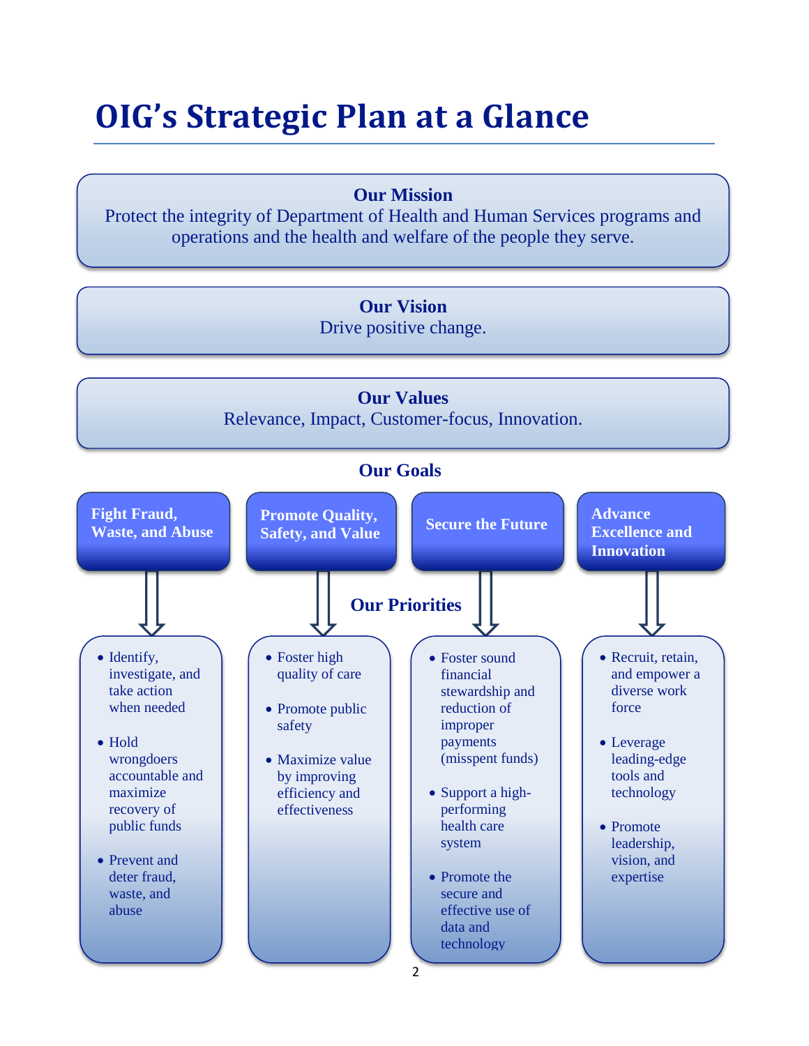# OIG's Strategic Plan at a Glance

**Our Mission**

Protect the integrity of Department of Health and Human Services programs and operations and the health and welfare of the people they serve.

**Our Vision**

Drive positive change.

**Our Values**

Relevance, Impact, Customer-focus, Innovation.

## Our Goals

### Our Priorities

**Fight Fraud, Waste, and Abuse**

- Identify, investigate, and take action when needed
- Hold wrongdoers accountable and maximize recovery of public funds
- Prevent and deter fraud, waste, and abuse

**Promote Quality, Safety, and Value**

- Foster high quality of care
- Promote public safety
- Maximize value by improving efficiency and effectiveness

**Secure the Future**

- Foster sound financial stewardship and reduction of improper payments (misspent funds)
- Support a high-performing health care system
- Promote the secure and effective use of data and technology

**Advance Excellence and Innovation**

- Recruit, retain, and empower a diverse work force
- Leverage leading-edge tools and technology
- Promote leadership, vision, and expertise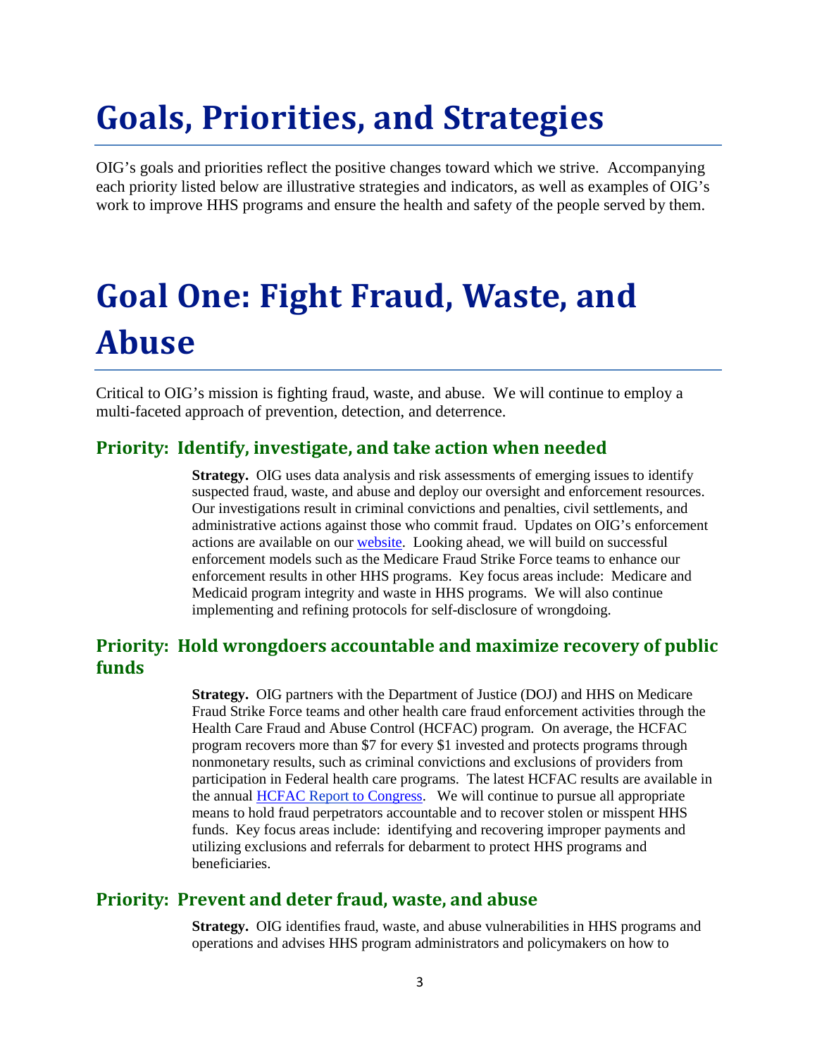# Goals, Priorities, and Strategies

OIG's goals and priorities reflect the positive changes toward which we strive. Accompanying each priority listed below are illustrative strategies and indicators, as well as examples of OIG's work to improve HHS programs and ensure the health and safety of the people served by them.

# Goal One: Fight Fraud, Waste, and Abuse

Critical to OIG's mission is fighting fraud, waste, and abuse. We will continue to employ a multi-faceted approach of prevention, detection, and deterrence.

## Priority: Identify, investigate, and take action when needed

**Strategy.** OIG uses data analysis and risk assessments of emerging issues to identify suspected fraud, waste, and abuse and deploy our oversight and enforcement resources. Our investigations result in criminal convictions and penalties, civil settlements, and administrative actions against those who commit fraud. Updates on OIG's enforcement actions are available on our website. Looking ahead, we will build on successful enforcement models such as the Medicare Fraud Strike Force teams to enhance our enforcement results in other HHS programs. Key focus areas include: Medicare and Medicaid program integrity and waste in HHS programs. We will also continue implementing and refining protocols for self-disclosure of wrongdoing.

## Priority: Hold wrongdoers accountable and maximize recovery of public funds

**Strategy.** OIG partners with the Department of Justice (DOJ) and HHS on Medicare Fraud Strike Force teams and other health care fraud enforcement activities through the Health Care Fraud and Abuse Control (HCFAC) program. On average, the HCFAC program recovers more than $7 for every $1 invested and protects programs through nonmonetary results, such as criminal convictions and exclusions of providers from participation in Federal health care programs. The latest HCFAC results are available in the annual HCFAC Report to Congress. We will continue to pursue all appropriate means to hold fraud perpetrators accountable and to recover stolen or misspent HHS funds. Key focus areas include: identifying and recovering improper payments and utilizing exclusions and referrals for debarment to protect HHS programs and beneficiaries.

## Priority: Prevent and deter fraud, waste, and abuse

**Strategy.** OIG identifies fraud, waste, and abuse vulnerabilities in HHS programs and operations and advises HHS program administrators and policymakers on how to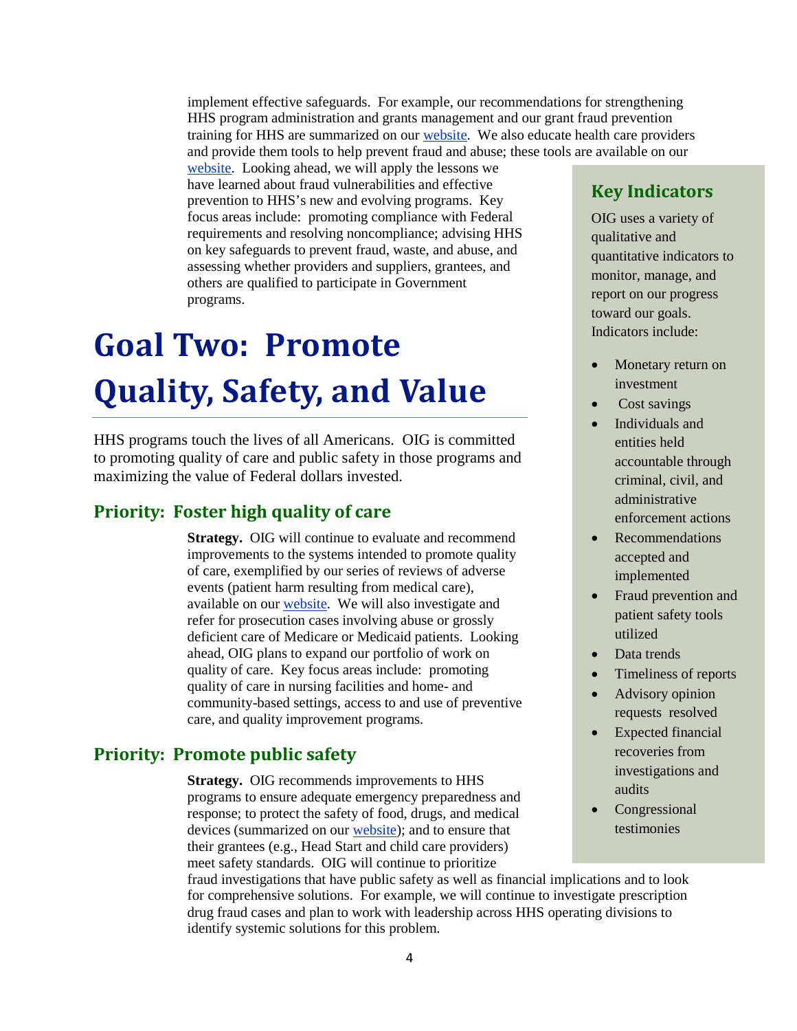implement effective safeguards. For example, our recommendations for strengthening HHS program administration and grants management and our grant fraud prevention training for HHS are summarized on our website. We also educate health care providers and provide them tools to help prevent fraud and abuse; these tools are available on our website. Looking ahead, we will apply the lessons we have learned about fraud vulnerabilities and effective prevention to HHS's new and evolving programs. Key focus areas include: promoting compliance with Federal requirements and resolving noncompliance; advising HHS on key safeguards to prevent fraud, waste, and abuse, and assessing whether providers and suppliers, grantees, and others are qualified to participate in Government programs.

# Goal Two: Promote Quality, Safety, and Value

HHS programs touch the lives of all Americans. OIG is committed to promoting quality of care and public safety in those programs and maximizing the value of Federal dollars invested.

## Priority: Foster high quality of care

**Strategy.** OIG will continue to evaluate and recommend improvements to the systems intended to promote quality of care, exemplified by our series of reviews of adverse events (patient harm resulting from medical care), available on our website. We will also investigate and refer for prosecution cases involving abuse or grossly deficient care of Medicare or Medicaid patients. Looking ahead, OIG plans to expand our portfolio of work on quality of care. Key focus areas include: promoting quality of care in nursing facilities and home- and community-based settings, access to and use of preventive care, and quality improvement programs.

## Priority: Promote public safety

**Strategy.** OIG recommends improvements to HHS programs to ensure adequate emergency preparedness and response; to protect the safety of food, drugs, and medical devices (summarized on our website); and to ensure that their grantees (e.g., Head Start and child care providers) meet safety standards. OIG will continue to prioritize fraud investigations that have public safety as well as financial implications and to look for comprehensive solutions. For example, we will continue to investigate prescription drug fraud cases and plan to work with leadership across HHS operating divisions to identify systemic solutions for this problem.

## Key Indicators

OIG uses a variety of qualitative and quantitative indicators to monitor, manage, and report on our progress toward our goals. Indicators include:

- Monetary return on investment
- Cost savings
- Individuals and entities held accountable through criminal, civil, and administrative enforcement actions
- Recommendations accepted and implemented
- Fraud prevention and patient safety tools utilized
- Data trends
- Timeliness of reports
- Advisory opinion requests resolved
- Expected financial recoveries from investigations and audits
- Congressional testimonies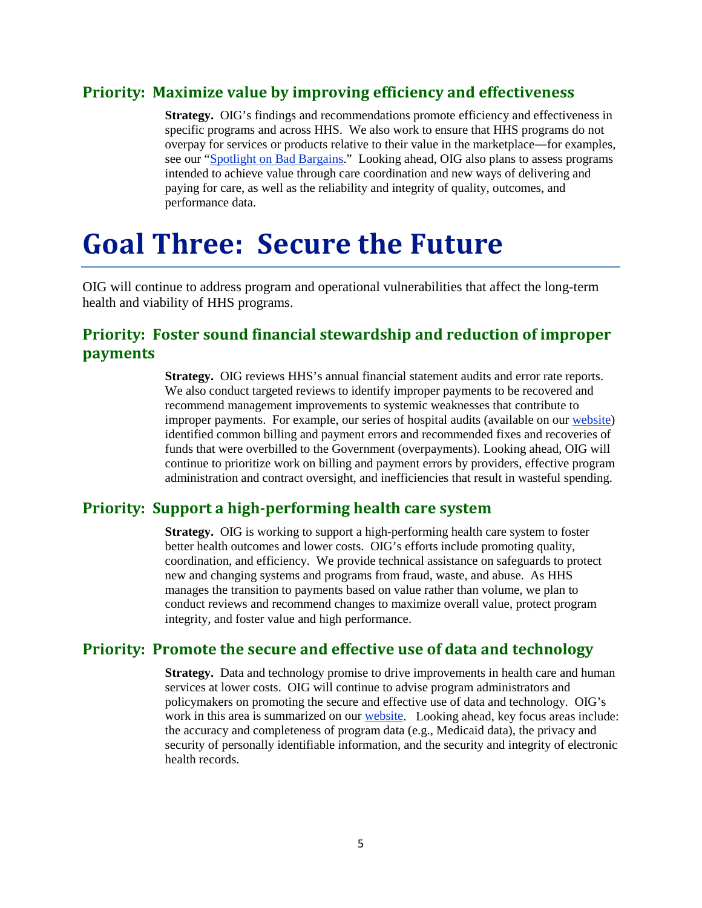### Priority: Maximize value by improving efficiency and effectiveness

**Strategy.** OIG's findings and recommendations promote efficiency and effectiveness in specific programs and across HHS. We also work to ensure that HHS programs do not overpay for services or products relative to their value in the marketplace—for examples, see our "Spotlight on Bad Bargains." Looking ahead, OIG also plans to assess programs intended to achieve value through care coordination and new ways of delivering and paying for care, as well as the reliability and integrity of quality, outcomes, and performance data.

# Goal Three: Secure the Future

OIG will continue to address program and operational vulnerabilities that affect the long-term health and viability of HHS programs.

### Priority: Foster sound financial stewardship and reduction of improper payments

**Strategy.** OIG reviews HHS's annual financial statement audits and error rate reports. We also conduct targeted reviews to identify improper payments to be recovered and recommend management improvements to systemic weaknesses that contribute to improper payments. For example, our series of hospital audits (available on our website) identified common billing and payment errors and recommended fixes and recoveries of funds that were overbilled to the Government (overpayments). Looking ahead, OIG will continue to prioritize work on billing and payment errors by providers, effective program administration and contract oversight, and inefficiencies that result in wasteful spending.

### Priority: Support a high-performing health care system

**Strategy.** OIG is working to support a high-performing health care system to foster better health outcomes and lower costs. OIG's efforts include promoting quality, coordination, and efficiency. We provide technical assistance on safeguards to protect new and changing systems and programs from fraud, waste, and abuse. As HHS manages the transition to payments based on value rather than volume, we plan to conduct reviews and recommend changes to maximize overall value, protect program integrity, and foster value and high performance.

### Priority: Promote the secure and effective use of data and technology

**Strategy.** Data and technology promise to drive improvements in health care and human services at lower costs. OIG will continue to advise program administrators and policymakers on promoting the secure and effective use of data and technology. OIG's work in this area is summarized on our website. Looking ahead, key focus areas include: the accuracy and completeness of program data (e.g., Medicaid data), the privacy and security of personally identifiable information, and the security and integrity of electronic health records.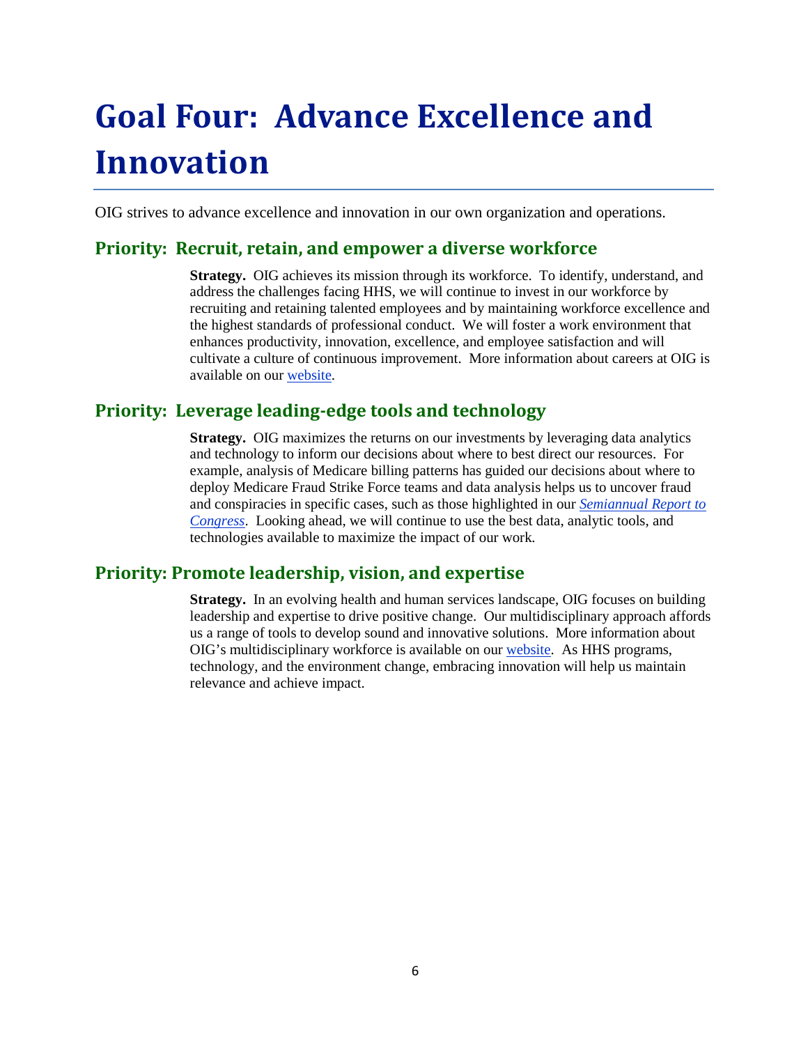# Goal Four: Advance Excellence and Innovation

OIG strives to advance excellence and innovation in our own organization and operations.

## Priority: Recruit, retain, and empower a diverse workforce

**Strategy.** OIG achieves its mission through its workforce. To identify, understand, and address the challenges facing HHS, we will continue to invest in our workforce by recruiting and retaining talented employees and by maintaining workforce excellence and the highest standards of professional conduct. We will foster a work environment that enhances productivity, innovation, excellence, and employee satisfaction and will cultivate a culture of continuous improvement. More information about careers at OIG is available on our website.

## Priority: Leverage leading-edge tools and technology

**Strategy.** OIG maximizes the returns on our investments by leveraging data analytics and technology to inform our decisions about where to best direct our resources. For example, analysis of Medicare billing patterns has guided our decisions about where to deploy Medicare Fraud Strike Force teams and data analysis helps us to uncover fraud and conspiracies in specific cases, such as those highlighted in our *Semiannual Report to Congress*. Looking ahead, we will continue to use the best data, analytic tools, and technologies available to maximize the impact of our work.

## Priority: Promote leadership, vision, and expertise

**Strategy.** In an evolving health and human services landscape, OIG focuses on building leadership and expertise to drive positive change. Our multidisciplinary approach affords us a range of tools to develop sound and innovative solutions. More information about OIG's multidisciplinary workforce is available on our website. As HHS programs, technology, and the environment change, embracing innovation will help us maintain relevance and achieve impact.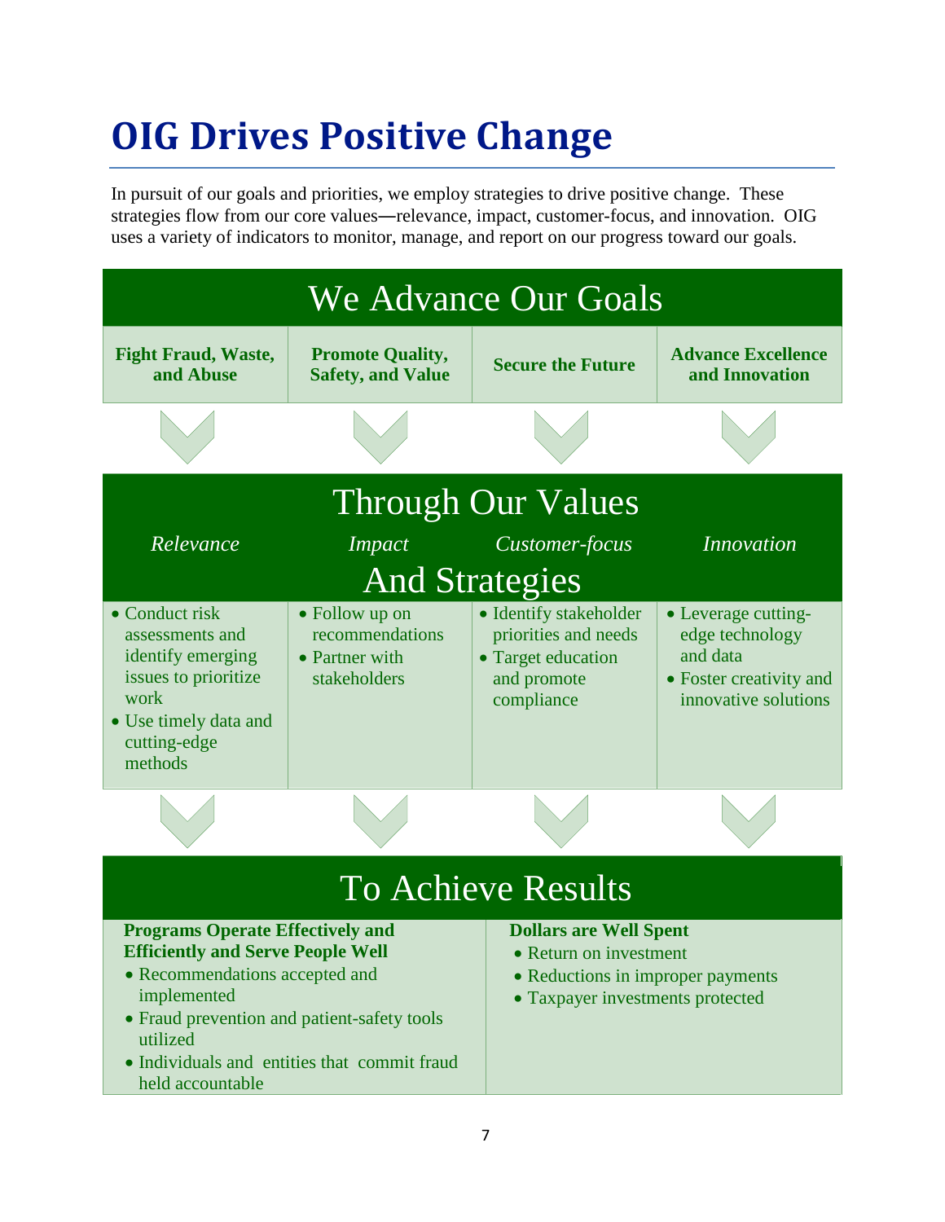# OIG Drives Positive Change

In pursuit of our goals and priorities, we employ strategies to drive positive change. These strategies flow from our core values—relevance, impact, customer-focus, and innovation. OIG uses a variety of indicators to monitor, manage, and report on our progress toward our goals.

## We Advance Our Goals

| Fight Fraud, Waste, and Abuse | Promote Quality, Safety, and Value | Secure the Future | Advance Excellence and Innovation |
|---|---|---|---|

## Through Our Values

| *Relevance* | *Impact* | *Customer-focus* | *Innovation* |
|---|---|---|---|

## And Strategies

| Relevance | Impact | Customer-focus | Innovation |
|---|---|---|---|
| • Conduct risk assessments and identify emerging issues to prioritize work<br>• Use timely data and cutting-edge methods | • Follow up on recommendations<br>• Partner with stakeholders | • Identify stakeholder priorities and needs<br>• Target education and promote compliance | • Leverage cutting-edge technology and data<br>• Foster creativity and innovative solutions |

## To Achieve Results

**Programs Operate Effectively and Efficiently and Serve People Well**

- Recommendations accepted and implemented
- Fraud prevention and patient-safety tools utilized
- Individuals and entities that commit fraud held accountable

**Dollars are Well Spent**

- Return on investment
- Reductions in improper payments
- Taxpayer investments protected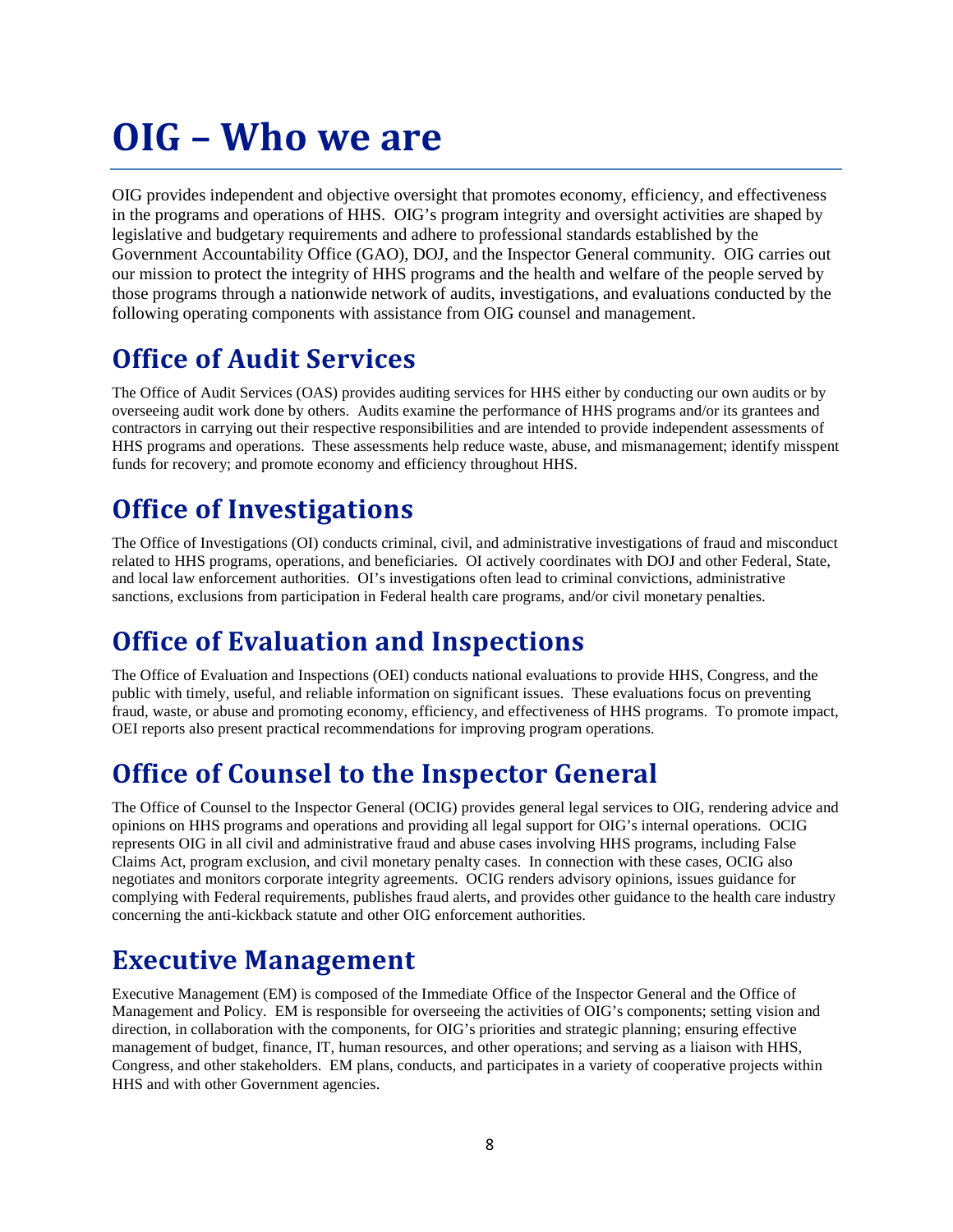# OIG – Who we are

OIG provides independent and objective oversight that promotes economy, efficiency, and effectiveness in the programs and operations of HHS. OIG's program integrity and oversight activities are shaped by legislative and budgetary requirements and adhere to professional standards established by the Government Accountability Office (GAO), DOJ, and the Inspector General community. OIG carries out our mission to protect the integrity of HHS programs and the health and welfare of the people served by those programs through a nationwide network of audits, investigations, and evaluations conducted by the following operating components with assistance from OIG counsel and management.

## Office of Audit Services

The Office of Audit Services (OAS) provides auditing services for HHS either by conducting our own audits or by overseeing audit work done by others. Audits examine the performance of HHS programs and/or its grantees and contractors in carrying out their respective responsibilities and are intended to provide independent assessments of HHS programs and operations. These assessments help reduce waste, abuse, and mismanagement; identify misspent funds for recovery; and promote economy and efficiency throughout HHS.

## Office of Investigations

The Office of Investigations (OI) conducts criminal, civil, and administrative investigations of fraud and misconduct related to HHS programs, operations, and beneficiaries. OI actively coordinates with DOJ and other Federal, State, and local law enforcement authorities. OI's investigations often lead to criminal convictions, administrative sanctions, exclusions from participation in Federal health care programs, and/or civil monetary penalties.

## Office of Evaluation and Inspections

The Office of Evaluation and Inspections (OEI) conducts national evaluations to provide HHS, Congress, and the public with timely, useful, and reliable information on significant issues. These evaluations focus on preventing fraud, waste, or abuse and promoting economy, efficiency, and effectiveness of HHS programs. To promote impact, OEI reports also present practical recommendations for improving program operations.

## Office of Counsel to the Inspector General

The Office of Counsel to the Inspector General (OCIG) provides general legal services to OIG, rendering advice and opinions on HHS programs and operations and providing all legal support for OIG's internal operations. OCIG represents OIG in all civil and administrative fraud and abuse cases involving HHS programs, including False Claims Act, program exclusion, and civil monetary penalty cases. In connection with these cases, OCIG also negotiates and monitors corporate integrity agreements. OCIG renders advisory opinions, issues guidance for complying with Federal requirements, publishes fraud alerts, and provides other guidance to the health care industry concerning the anti-kickback statute and other OIG enforcement authorities.

## Executive Management

Executive Management (EM) is composed of the Immediate Office of the Inspector General and the Office of Management and Policy. EM is responsible for overseeing the activities of OIG's components; setting vision and direction, in collaboration with the components, for OIG's priorities and strategic planning; ensuring effective management of budget, finance, IT, human resources, and other operations; and serving as a liaison with HHS, Congress, and other stakeholders. EM plans, conducts, and participates in a variety of cooperative projects within HHS and with other Government agencies.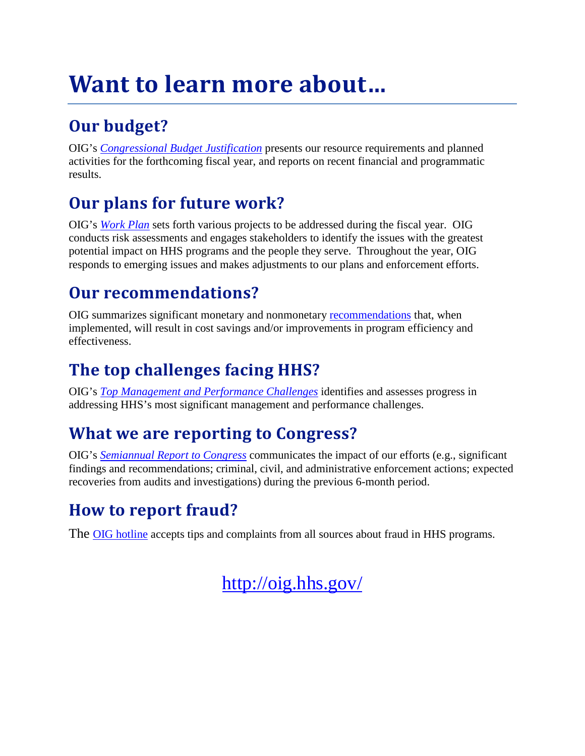# Want to learn more about…

## Our budget?

OIG's *Congressional Budget Justification* presents our resource requirements and planned activities for the forthcoming fiscal year, and reports on recent financial and programmatic results.

## Our plans for future work?

OIG's *Work Plan* sets forth various projects to be addressed during the fiscal year. OIG conducts risk assessments and engages stakeholders to identify the issues with the greatest potential impact on HHS programs and the people they serve. Throughout the year, OIG responds to emerging issues and makes adjustments to our plans and enforcement efforts.

## Our recommendations?

OIG summarizes significant monetary and nonmonetary recommendations that, when implemented, will result in cost savings and/or improvements in program efficiency and effectiveness.

## The top challenges facing HHS?

OIG's *Top Management and Performance Challenges* identifies and assesses progress in addressing HHS's most significant management and performance challenges.

## What we are reporting to Congress?

OIG's *Semiannual Report to Congress* communicates the impact of our efforts (e.g., significant findings and recommendations; criminal, civil, and administrative enforcement actions; expected recoveries from audits and investigations) during the previous 6-month period.

## How to report fraud?

The OIG hotline accepts tips and complaints from all sources about fraud in HHS programs.

http://oig.hhs.gov/